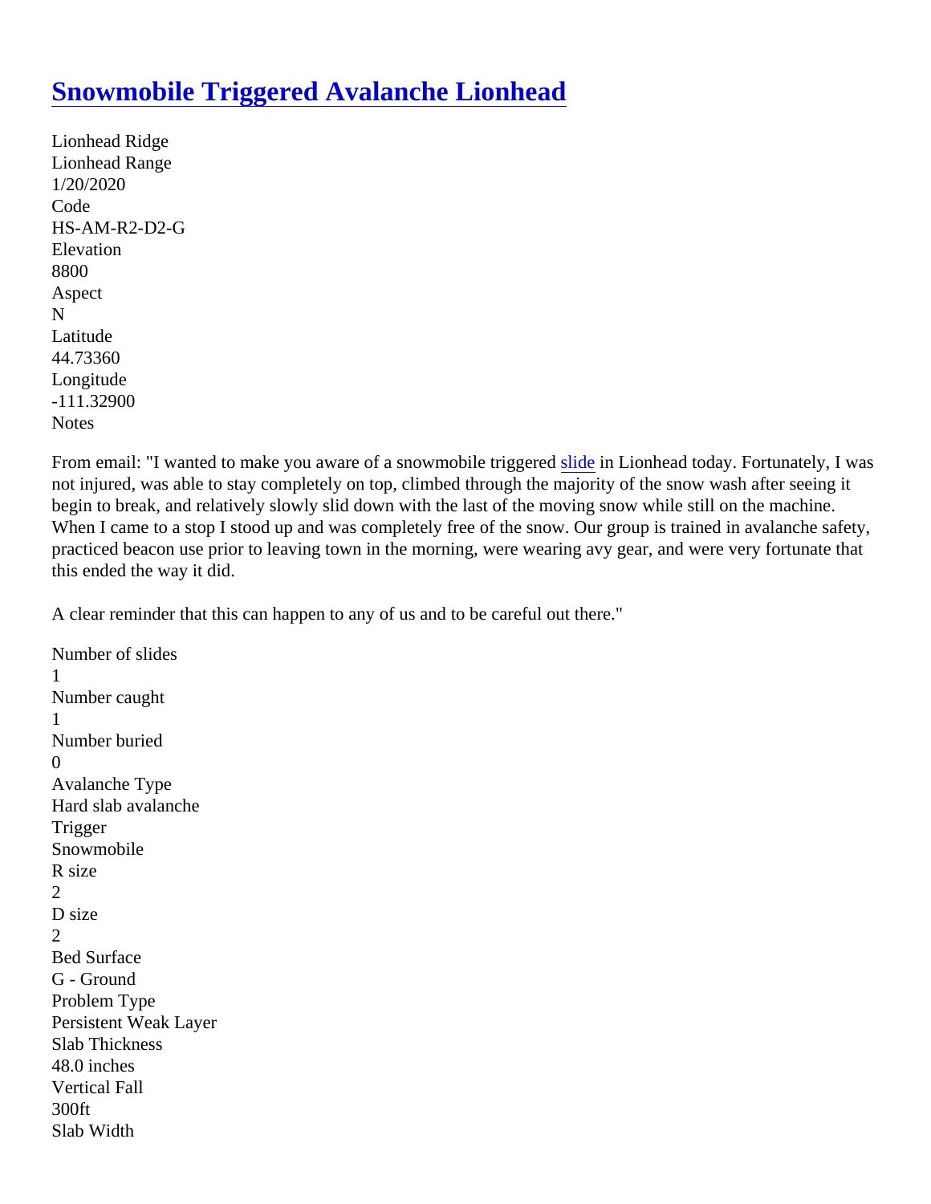# Snowmobile Triggered Avalanche Lionhead

Lionhead Ridge
Lionhead Range
1/20/2020
Code
HS-AM-R2-D2-G
Elevation
8800
Aspect
N
Latitude
44.73360
Longitude
-111.32900
Notes

From email: "I wanted to make you aware of a snowmobile triggered slide in Lionhead today. Fortunately, I was not injured, was able to stay completely on top, climbed through the majority of the snow wash after seeing it begin to break, and relatively slowly slid down with the last of the moving snow while still on the machine. When I came to a stop I stood up and was completely free of the snow. Our group is trained in avalanche safety, practiced beacon use prior to leaving town in the morning, were wearing avy gear, and were very fortunate that this ended the way it did.

A clear reminder that this can happen to any of us and to be careful out there."

Number of slides
1
Number caught
1
Number buried
0
Avalanche Type
Hard slab avalanche
Trigger
Snowmobile
R size
2
D size
2
Bed Surface
G - Ground
Problem Type
Persistent Weak Layer
Slab Thickness
48.0 inches
Vertical Fall
300ft
Slab Width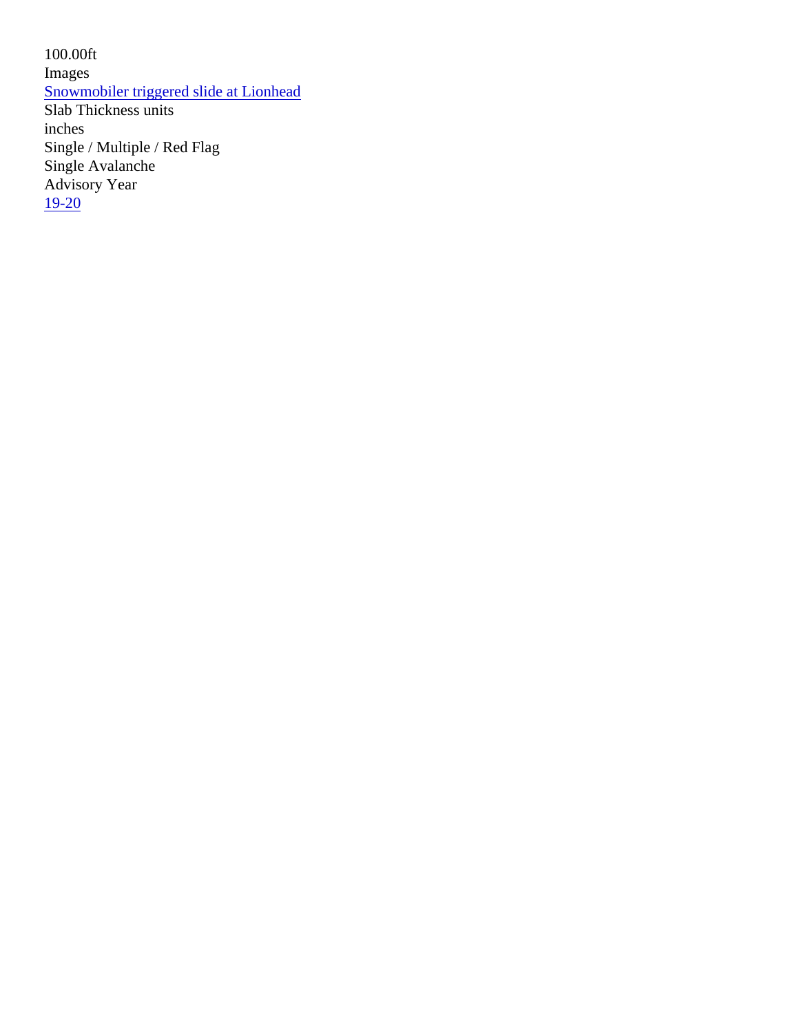100.00ft

Images

[Snowmobiler triggered slide at Lionhead]

Slab Thickness units

inches

Single / Multiple / Red Flag

Single Avalanche

Advisory Year

[19-20]